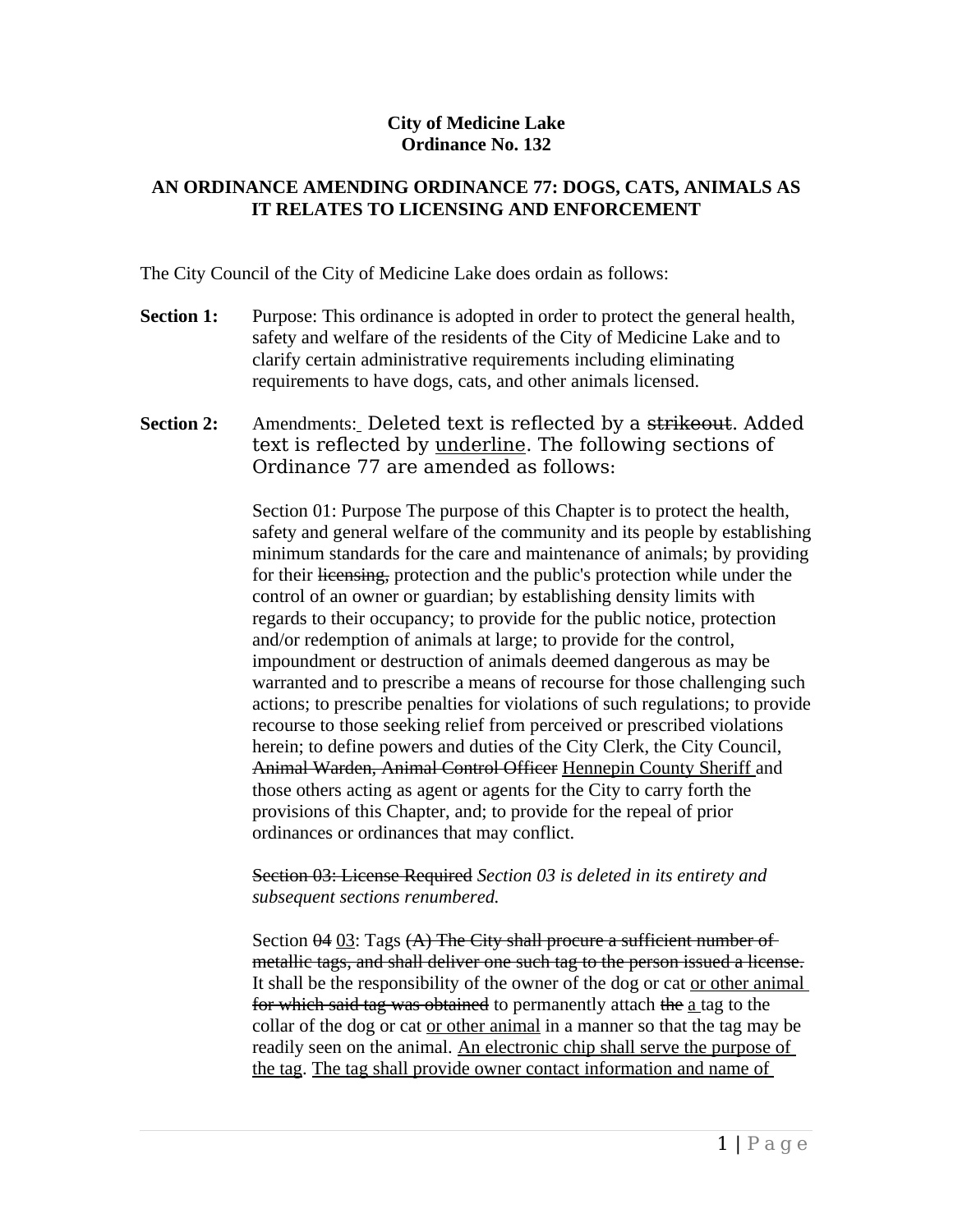**City of Medicine Lake**
**Ordinance No. 132**

**AN ORDINANCE AMENDING ORDINANCE 77: DOGS, CATS, ANIMALS AS IT RELATES TO LICENSING AND ENFORCEMENT**

The City Council of the City of Medicine Lake does ordain as follows:

**Section 1:** Purpose: This ordinance is adopted in order to protect the general health, safety and welfare of the residents of the City of Medicine Lake and to clarify certain administrative requirements including eliminating requirements to have dogs, cats, and other animals licensed.

**Section 2:** Amendments: Deleted text is reflected by a ~~strikeout~~. Added text is reflected by <u>underline</u>. The following sections of Ordinance 77 are amended as follows:

Section 01: Purpose The purpose of this Chapter is to protect the health, safety and general welfare of the community and its people by establishing minimum standards for the care and maintenance of animals; by providing for their ~~licensing,~~ protection and the public's protection while under the control of an owner or guardian; by establishing density limits with regards to their occupancy; to provide for the public notice, protection and/or redemption of animals at large; to provide for the control, impoundment or destruction of animals deemed dangerous as may be warranted and to prescribe a means of recourse for those challenging such actions; to prescribe penalties for violations of such regulations; to provide recourse to those seeking relief from perceived or prescribed violations herein; to define powers and duties of the City Clerk, the City Council, ~~Animal Warden, Animal Control Officer~~ <u>Hennepin County Sheriff</u> and those others acting as agent or agents for the City to carry forth the provisions of this Chapter, and; to provide for the repeal of prior ordinances or ordinances that may conflict.

~~Section 03: License Required~~ *Section 03 is deleted in its entirety and subsequent sections renumbered.*

Section ~~04~~ <u>03</u>: Tags ~~(A) The City shall procure a sufficient number of metallic tags, and shall deliver one such tag to the person issued a license.~~ It shall be the responsibility of the owner of the dog or cat <u>or other animal</u> ~~for which said tag was obtained~~ to permanently attach ~~the~~ <u>a</u> tag to the collar of the dog or cat <u>or other animal</u> in a manner so that the tag may be readily seen on the animal. <u>An electronic chip shall serve the purpose of the tag</u>. <u>The tag shall provide owner contact information and name of</u>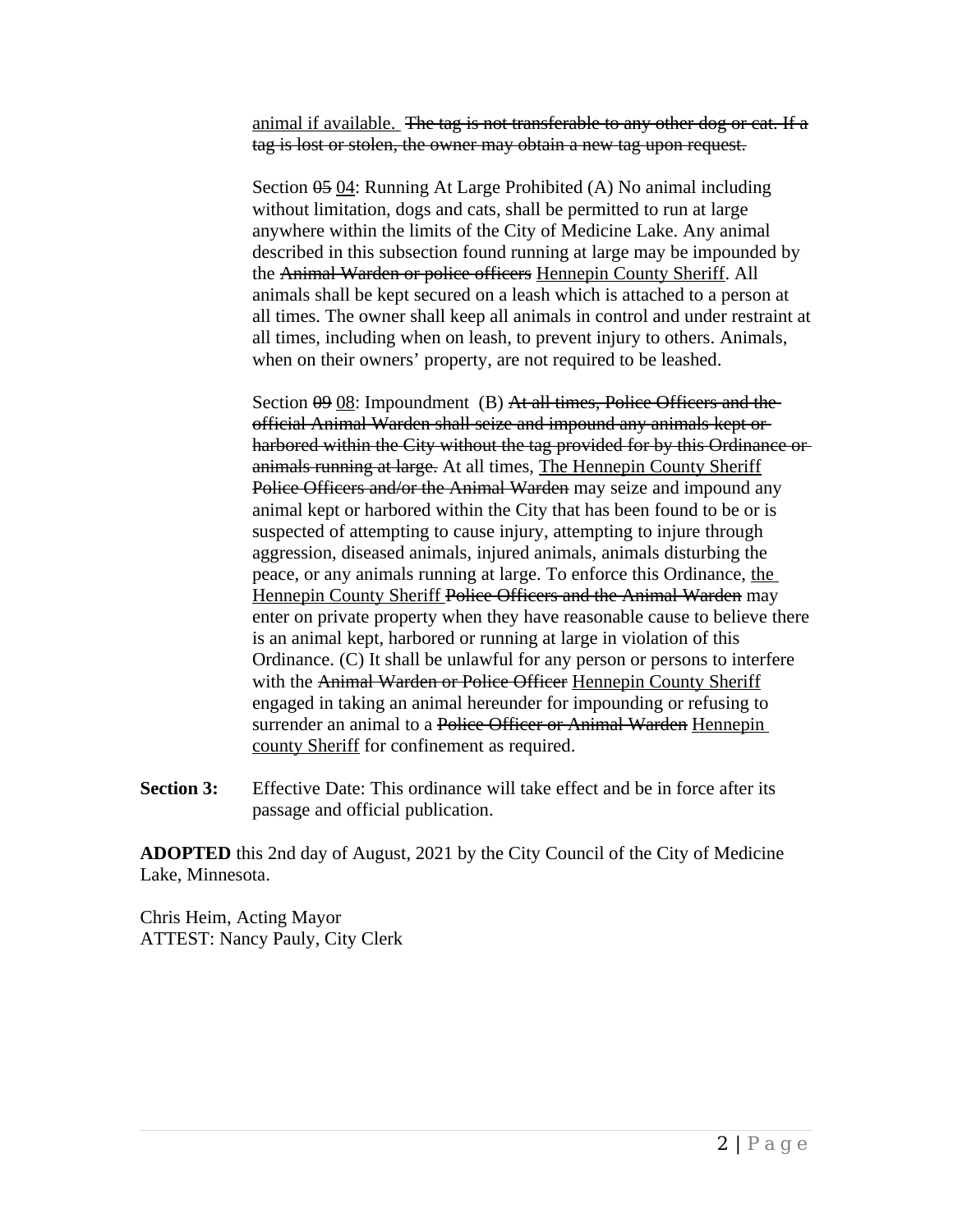<u>animal if available.</u> ~~The tag is not transferable to any other dog or cat. If a tag is lost or stolen, the owner may obtain a new tag upon request.~~

Section ~~05~~ <u>04</u>: Running At Large Prohibited (A) No animal including without limitation, dogs and cats, shall be permitted to run at large anywhere within the limits of the City of Medicine Lake. Any animal described in this subsection found running at large may be impounded by the ~~Animal Warden or police officers~~ <u>Hennepin County Sheriff</u>. All animals shall be kept secured on a leash which is attached to a person at all times. The owner shall keep all animals in control and under restraint at all times, including when on leash, to prevent injury to others. Animals, when on their owners' property, are not required to be leashed.

Section ~~09~~ <u>08</u>: Impoundment (B) ~~At all times, Police Officers and the official Animal Warden shall seize and impound any animals kept or harbored within the City without the tag provided for by this Ordinance or animals running at large.~~ At all times, <u>The Hennepin County Sheriff</u> ~~Police Officers and/or the Animal Warden~~ may seize and impound any animal kept or harbored within the City that has been found to be or is suspected of attempting to cause injury, attempting to injure through aggression, diseased animals, injured animals, animals disturbing the peace, or any animals running at large. To enforce this Ordinance, <u>the Hennepin County Sheriff</u> ~~Police Officers and the Animal Warden~~ may enter on private property when they have reasonable cause to believe there is an animal kept, harbored or running at large in violation of this Ordinance. (C) It shall be unlawful for any person or persons to interfere with the ~~Animal Warden or Police Officer~~ <u>Hennepin County Sheriff</u> engaged in taking an animal hereunder for impounding or refusing to surrender an animal to a ~~Police Officer or Animal Warden~~ <u>Hennepin county Sheriff</u> for confinement as required.

**Section 3:** Effective Date: This ordinance will take effect and be in force after its passage and official publication.

**ADOPTED** this 2nd day of August, 2021 by the City Council of the City of Medicine Lake, Minnesota.

Chris Heim, Acting Mayor
ATTEST: Nancy Pauly, City Clerk